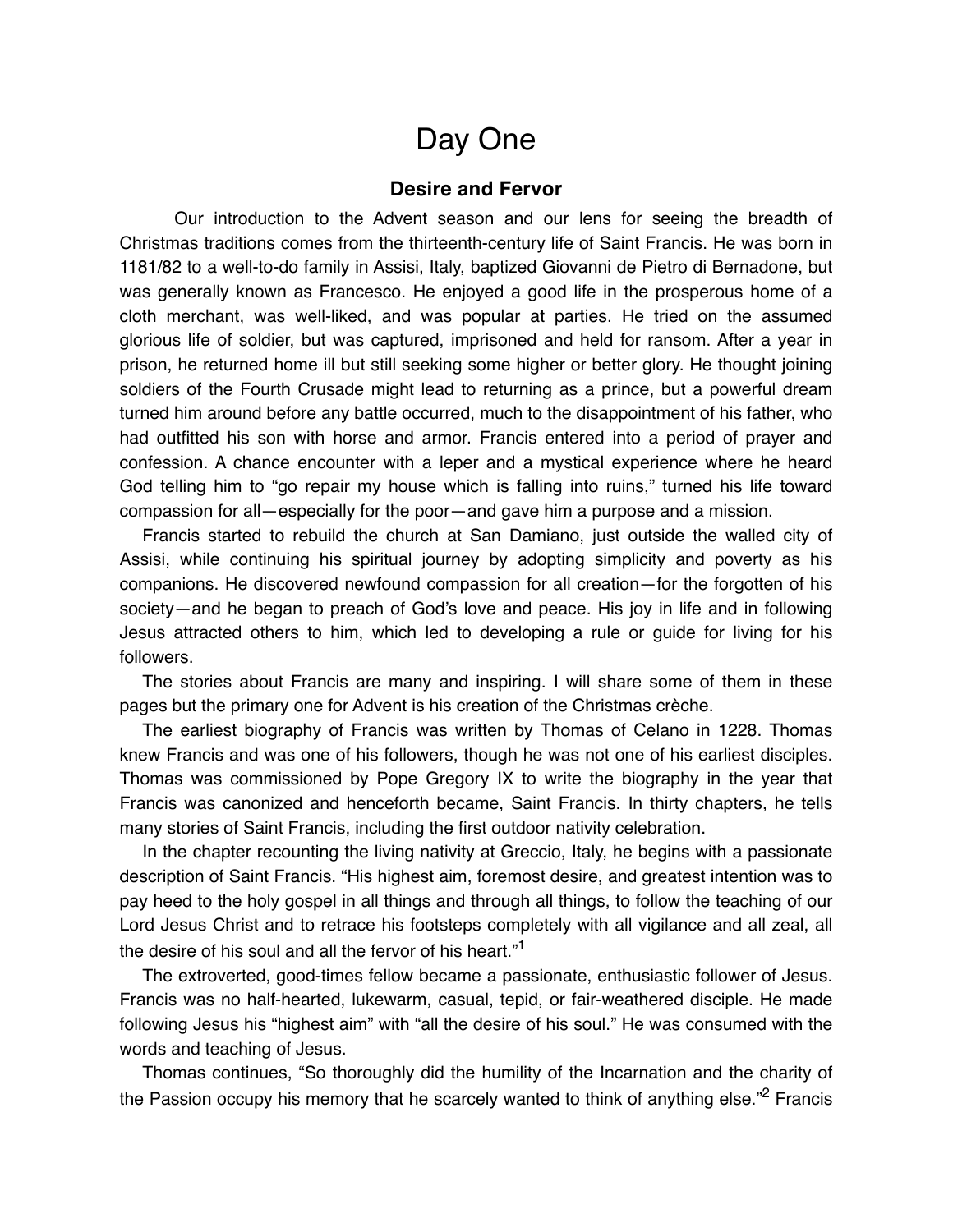# Day One

## Desire and Fervor

Our introduction to the Advent season and our lens for seeing the breadth of Christmas traditions comes from the thirteenth-century life of Saint Francis. He was born in 1181/82 to a well-to-do family in Assisi, Italy, baptized Giovanni de Pietro di Bernadone, but was generally known as Francesco. He enjoyed a good life in the prosperous home of a cloth merchant, was well-liked, and was popular at parties. He tried on the assumed glorious life of soldier, but was captured, imprisoned and held for ransom. After a year in prison, he returned home ill but still seeking some higher or better glory. He thought joining soldiers of the Fourth Crusade might lead to returning as a prince, but a powerful dream turned him around before any battle occurred, much to the disappointment of his father, who had outfitted his son with horse and armor. Francis entered into a period of prayer and confession. A chance encounter with a leper and a mystical experience where he heard God telling him to "go repair my house which is falling into ruins," turned his life toward compassion for all—especially for the poor—and gave him a purpose and a mission.

Francis started to rebuild the church at San Damiano, just outside the walled city of Assisi, while continuing his spiritual journey by adopting simplicity and poverty as his companions. He discovered newfound compassion for all creation—for the forgotten of his society—and he began to preach of God's love and peace. His joy in life and in following Jesus attracted others to him, which led to developing a rule or guide for living for his followers.

The stories about Francis are many and inspiring. I will share some of them in these pages but the primary one for Advent is his creation of the Christmas crèche.

The earliest biography of Francis was written by Thomas of Celano in 1228. Thomas knew Francis and was one of his followers, though he was not one of his earliest disciples. Thomas was commissioned by Pope Gregory IX to write the biography in the year that Francis was canonized and henceforth became, Saint Francis. In thirty chapters, he tells many stories of Saint Francis, including the first outdoor nativity celebration.

In the chapter recounting the living nativity at Greccio, Italy, he begins with a passionate description of Saint Francis. "His highest aim, foremost desire, and greatest intention was to pay heed to the holy gospel in all things and through all things, to follow the teaching of our Lord Jesus Christ and to retrace his footsteps completely with all vigilance and all zeal, all the desire of his soul and all the fervor of his heart."[1]

The extroverted, good-times fellow became a passionate, enthusiastic follower of Jesus. Francis was no half-hearted, lukewarm, casual, tepid, or fair-weathered disciple. He made following Jesus his "highest aim" with "all the desire of his soul." He was consumed with the words and teaching of Jesus.

Thomas continues, "So thoroughly did the humility of the Incarnation and the charity of the Passion occupy his memory that he scarcely wanted to think of anything else."[2] Francis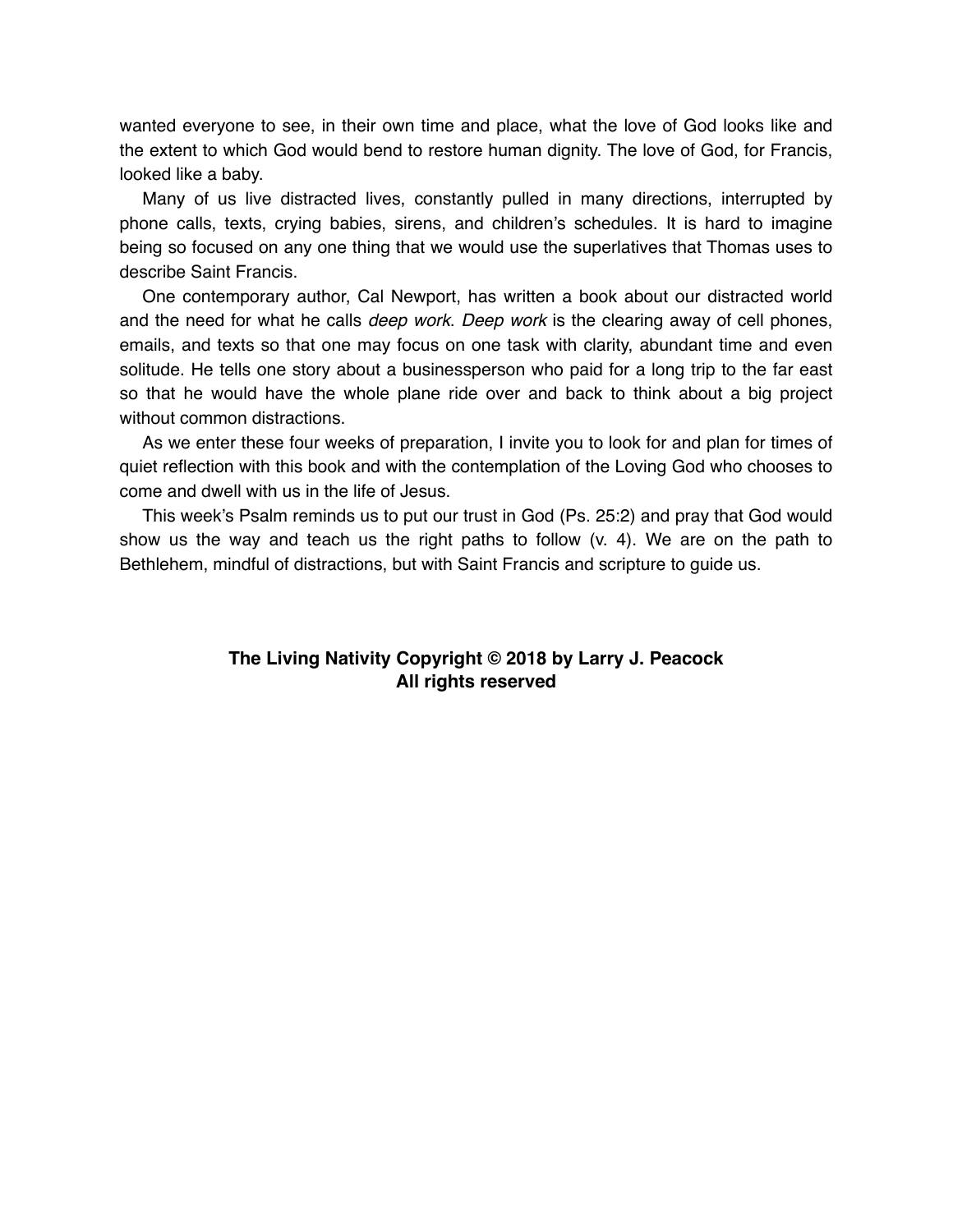wanted everyone to see, in their own time and place, what the love of God looks like and the extent to which God would bend to restore human dignity. The love of God, for Francis, looked like a baby.

Many of us live distracted lives, constantly pulled in many directions, interrupted by phone calls, texts, crying babies, sirens, and children's schedules. It is hard to imagine being so focused on any one thing that we would use the superlatives that Thomas uses to describe Saint Francis.

One contemporary author, Cal Newport, has written a book about our distracted world and the need for what he calls *deep work*. *Deep work* is the clearing away of cell phones, emails, and texts so that one may focus on one task with clarity, abundant time and even solitude. He tells one story about a businessperson who paid for a long trip to the far east so that he would have the whole plane ride over and back to think about a big project without common distractions.

As we enter these four weeks of preparation, I invite you to look for and plan for times of quiet reflection with this book and with the contemplation of the Loving God who chooses to come and dwell with us in the life of Jesus.

This week's Psalm reminds us to put our trust in God (Ps. 25:2) and pray that God would show us the way and teach us the right paths to follow (v. 4). We are on the path to Bethlehem, mindful of distractions, but with Saint Francis and scripture to guide us.

**The Living Nativity Copyright © 2018 by Larry J. Peacock**
**All rights reserved**